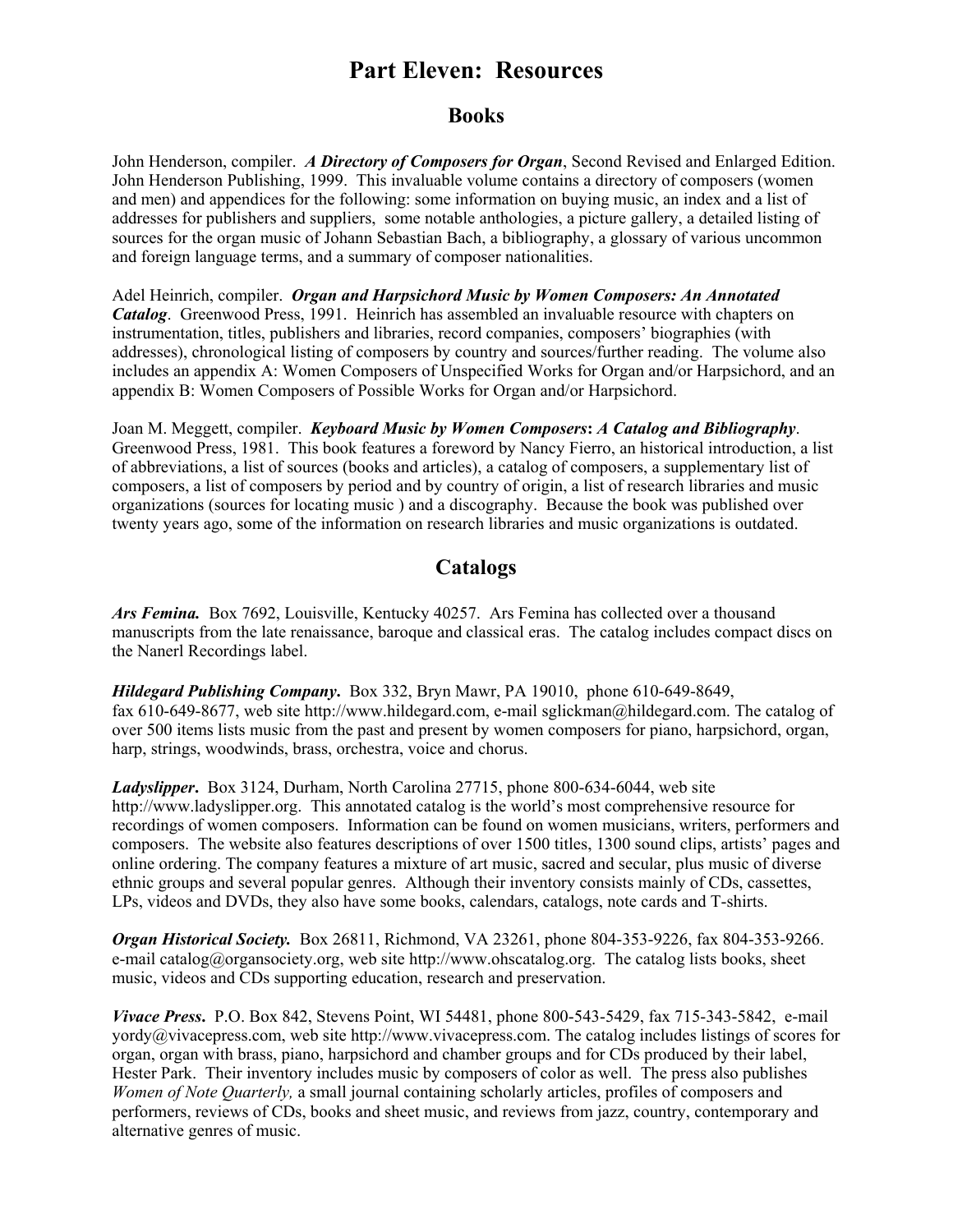# Part Eleven: Resources

## Books

John Henderson, compiler. ***A Directory of Composers for Organ***, Second Revised and Enlarged Edition. John Henderson Publishing, 1999. This invaluable volume contains a directory of composers (women and men) and appendices for the following: some information on buying music, an index and a list of addresses for publishers and suppliers, some notable anthologies, a picture gallery, a detailed listing of sources for the organ music of Johann Sebastian Bach, a bibliography, a glossary of various uncommon and foreign language terms, and a summary of composer nationalities.

Adel Heinrich, compiler. ***Organ and Harpsichord Music by Women Composers: An Annotated Catalog***. Greenwood Press, 1991. Heinrich has assembled an invaluable resource with chapters on instrumentation, titles, publishers and libraries, record companies, composers' biographies (with addresses), chronological listing of composers by country and sources/further reading. The volume also includes an appendix A: Women Composers of Unspecified Works for Organ and/or Harpsichord, and an appendix B: Women Composers of Possible Works for Organ and/or Harpsichord.

Joan M. Meggett, compiler. ***Keyboard Music by Women Composers*: *A Catalog and Bibliography***. Greenwood Press, 1981. This book features a foreword by Nancy Fierro, an historical introduction, a list of abbreviations, a list of sources (books and articles), a catalog of composers, a supplementary list of composers, a list of composers by period and by country of origin, a list of research libraries and music organizations (sources for locating music ) and a discography. Because the book was published over twenty years ago, some of the information on research libraries and music organizations is outdated.

## Catalogs

***Ars Femina.*** Box 7692, Louisville, Kentucky 40257. Ars Femina has collected over a thousand manuscripts from the late renaissance, baroque and classical eras. The catalog includes compact discs on the Nanerl Recordings label.

***Hildegard Publishing Company*.** Box 332, Bryn Mawr, PA 19010, phone 610-649-8649, fax 610-649-8677, web site http://www.hildegard.com, e-mail sglickman@hildegard.com. The catalog of over 500 items lists music from the past and present by women composers for piano, harpsichord, organ, harp, strings, woodwinds, brass, orchestra, voice and chorus.

***Ladyslipper*.** Box 3124, Durham, North Carolina 27715, phone 800-634-6044, web site http://www.ladyslipper.org. This annotated catalog is the world's most comprehensive resource for recordings of women composers. Information can be found on women musicians, writers, performers and composers. The website also features descriptions of over 1500 titles, 1300 sound clips, artists' pages and online ordering. The company features a mixture of art music, sacred and secular, plus music of diverse ethnic groups and several popular genres. Although their inventory consists mainly of CDs, cassettes, LPs, videos and DVDs, they also have some books, calendars, catalogs, note cards and T-shirts.

***Organ Historical Society.*** Box 26811, Richmond, VA 23261, phone 804-353-9226, fax 804-353-9266. e-mail catalog@organsociety.org, web site http://www.ohscatalog.org. The catalog lists books, sheet music, videos and CDs supporting education, research and preservation.

***Vivace Press*.** P.O. Box 842, Stevens Point, WI 54481, phone 800-543-5429, fax 715-343-5842, e-mail yordy@vivacepress.com, web site http://www.vivacepress.com. The catalog includes listings of scores for organ, organ with brass, piano, harpsichord and chamber groups and for CDs produced by their label, Hester Park. Their inventory includes music by composers of color as well. The press also publishes *Women of Note Quarterly,* a small journal containing scholarly articles, profiles of composers and performers, reviews of CDs, books and sheet music, and reviews from jazz, country, contemporary and alternative genres of music.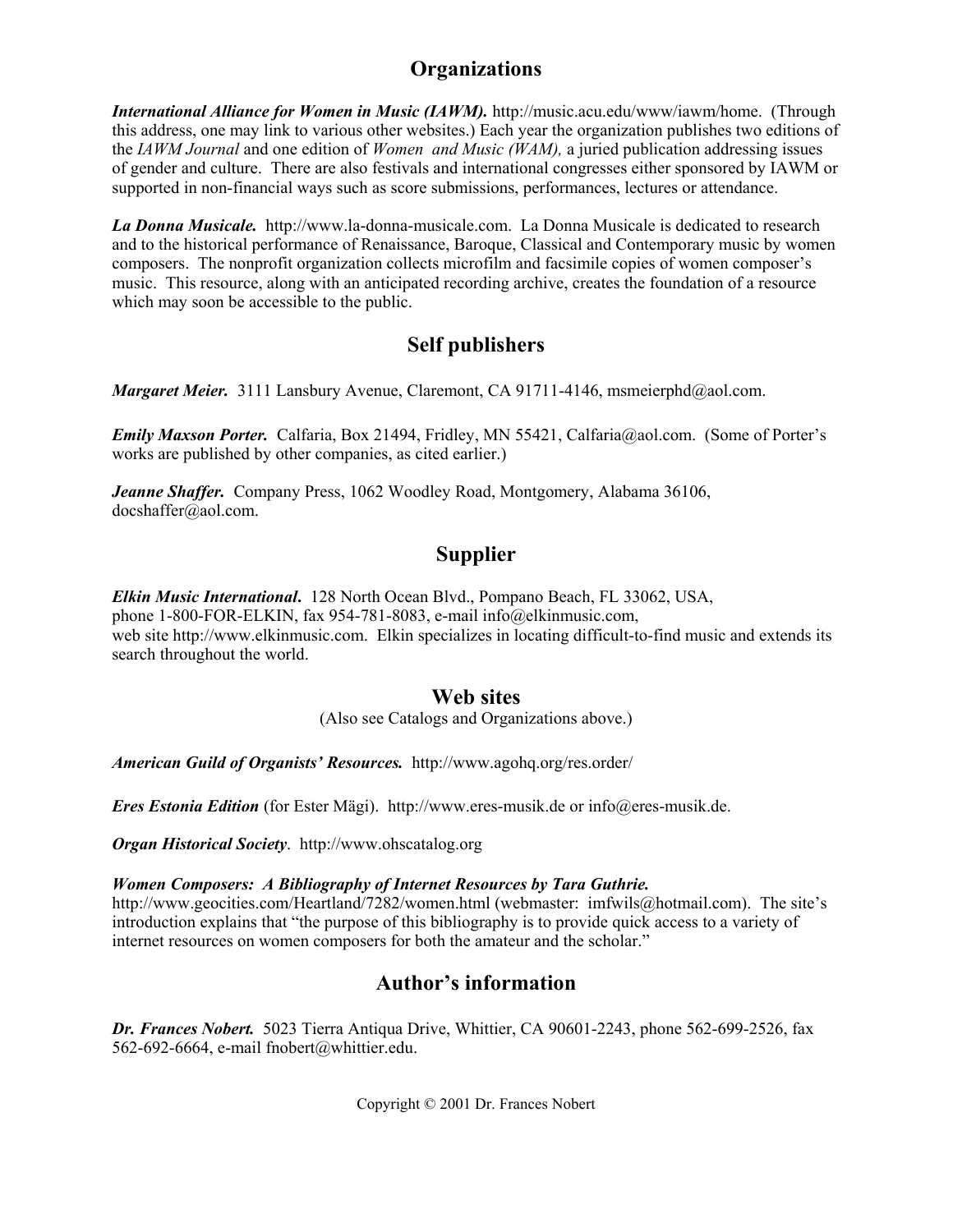## Organizations

***International Alliance for Women in Music (IAWM).*** http://music.acu.edu/www/iawm/home. (Through this address, one may link to various other websites.) Each year the organization publishes two editions of the *IAWM Journal* and one edition of *Women and Music (WAM),* a juried publication addressing issues of gender and culture. There are also festivals and international congresses either sponsored by IAWM or supported in non-financial ways such as score submissions, performances, lectures or attendance.

***La Donna Musicale.*** http://www.la-donna-musicale.com. La Donna Musicale is dedicated to research and to the historical performance of Renaissance, Baroque, Classical and Contemporary music by women composers. The nonprofit organization collects microfilm and facsimile copies of women composer's music. This resource, along with an anticipated recording archive, creates the foundation of a resource which may soon be accessible to the public.

## Self publishers

***Margaret Meier.*** 3111 Lansbury Avenue, Claremont, CA 91711-4146, msmeierphd@aol.com.

***Emily Maxson Porter.*** Calfaria, Box 21494, Fridley, MN 55421, Calfaria@aol.com. (Some of Porter's works are published by other companies, as cited earlier.)

***Jeanne Shaffer.*** Company Press, 1062 Woodley Road, Montgomery, Alabama 36106, docshaffer@aol.com.

## Supplier

***Elkin Music International*.** 128 North Ocean Blvd., Pompano Beach, FL 33062, USA, phone 1-800-FOR-ELKIN, fax 954-781-8083, e-mail info@elkinmusic.com, web site http://www.elkinmusic.com. Elkin specializes in locating difficult-to-find music and extends its search throughout the world.

## Web sites

(Also see Catalogs and Organizations above.)

***American Guild of Organists' Resources.*** http://www.agohq.org/res.order/

***Eres Estonia Edition*** (for Ester Mägi). http://www.eres-musik.de or info@eres-musik.de.

***Organ Historical Society***. http://www.ohscatalog.org

***Women Composers: A Bibliography of Internet Resources by Tara Guthrie.***
http://www.geocities.com/Heartland/7282/women.html (webmaster: imfwils@hotmail.com). The site's introduction explains that "the purpose of this bibliography is to provide quick access to a variety of internet resources on women composers for both the amateur and the scholar."

## Author's information

***Dr. Frances Nobert.*** 5023 Tierra Antiqua Drive, Whittier, CA 90601-2243, phone 562-699-2526, fax 562-692-6664, e-mail fnobert@whittier.edu.

Copyright © 2001 Dr. Frances Nobert